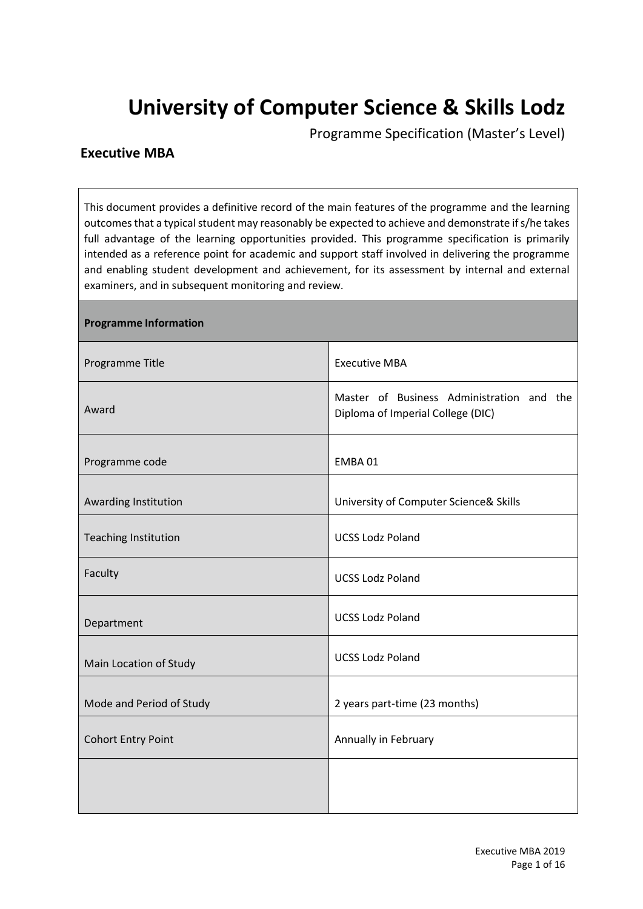# University of Computer Science & Skills Lodz

Programme Specification (Master's Level)

## Executive MBA

This document provides a definitive record of the main features of the programme and the learning outcomes that a typical student may reasonably be expected to achieve and demonstrate if s/he takes full advantage of the learning opportunities provided. This programme specification is primarily intended as a reference point for academic and support staff involved in delivering the programme and enabling student development and achievement, for its assessment by internal and external examiners, and in subsequent monitoring and review.

| **Programme Information** | |
|---|---|
| Programme Title | Executive MBA |
| Award | Master of Business Administration and the Diploma of Imperial College (DIC) |
| Programme code | EMBA 01 |
| Awarding Institution | University of Computer Science& Skills |
| Teaching Institution | UCSS Lodz Poland |
| Faculty | UCSS Lodz Poland |
| Department | UCSS Lodz Poland |
| Main Location of Study | UCSS Lodz Poland |
| Mode and Period of Study | 2 years part-time (23 months) |
| Cohort Entry Point | Annually in February |
| | |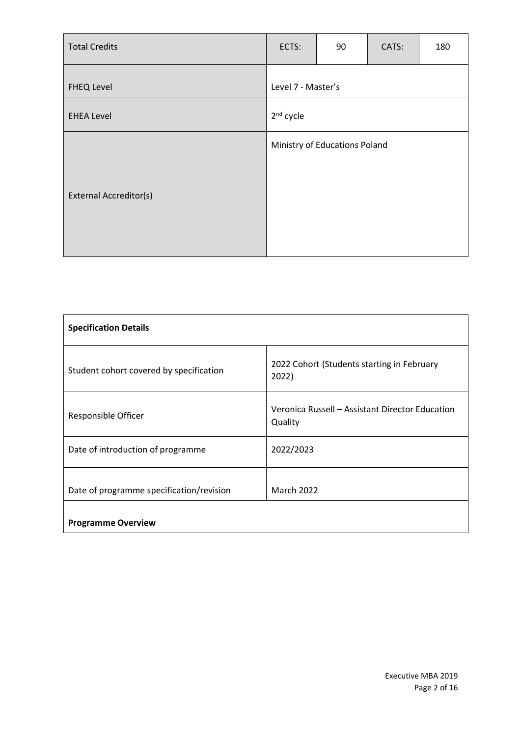| Total Credits | ECTS: | 90 | CATS: | 180 |
|---|---|---|---|---|
| FHEQ Level | Level 7 - Master's | | | |
| EHEA Level | 2nd cycle | | | |
| External Accreditor(s) | Ministry of Educations Poland | | | |

| **Specification Details** | |
|---|---|
| Student cohort covered by specification | 2022 Cohort (Students starting in February 2022) |
| Responsible Officer | Veronica Russell – Assistant Director Education Quality |
| Date of introduction of programme | 2022/2023 |
| Date of programme specification/revision | March 2022 |
| **Programme Overview** | |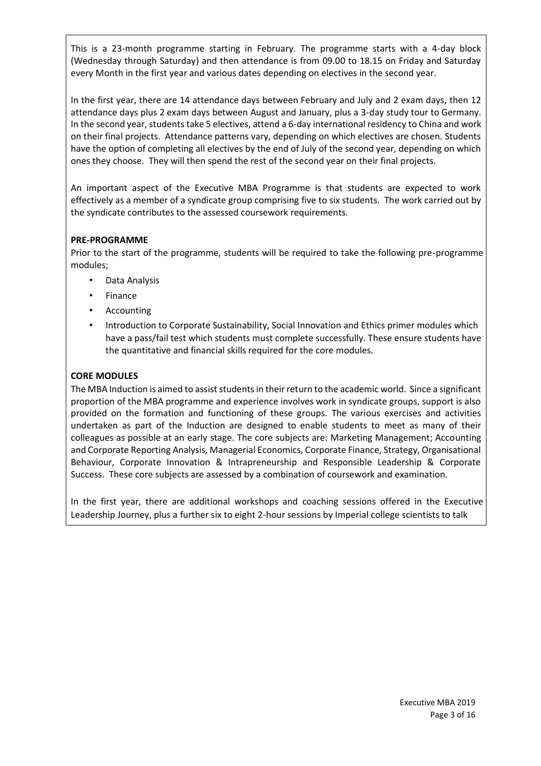This is a 23-month programme starting in February. The programme starts with a 4-day block (Wednesday through Saturday) and then attendance is from 09.00 to 18.15 on Friday and Saturday every Month in the first year and various dates depending on electives in the second year.

In the first year, there are 14 attendance days between February and July and 2 exam days, then 12 attendance days plus 2 exam days between August and January, plus a 3-day study tour to Germany. In the second year, students take 5 electives, attend a 6-day international residency to China and work on their final projects. Attendance patterns vary, depending on which electives are chosen. Students have the option of completing all electives by the end of July of the second year, depending on which ones they choose. They will then spend the rest of the second year on their final projects.

An important aspect of the Executive MBA Programme is that students are expected to work effectively as a member of a syndicate group comprising five to six students. The work carried out by the syndicate contributes to the assessed coursework requirements.

**PRE-PROGRAMME**

Prior to the start of the programme, students will be required to take the following pre-programme modules;

- Data Analysis
- Finance
- Accounting
- Introduction to Corporate Sustainability, Social Innovation and Ethics primer modules which have a pass/fail test which students must complete successfully. These ensure students have the quantitative and financial skills required for the core modules.

**CORE MODULES**

The MBA Induction is aimed to assist students in their return to the academic world. Since a significant proportion of the MBA programme and experience involves work in syndicate groups, support is also provided on the formation and functioning of these groups. The various exercises and activities undertaken as part of the Induction are designed to enable students to meet as many of their colleagues as possible at an early stage. The core subjects are: Marketing Management; Accounting and Corporate Reporting Analysis, Managerial Economics, Corporate Finance, Strategy, Organisational Behaviour, Corporate Innovation & Intrapreneurship and Responsible Leadership & Corporate Success. These core subjects are assessed by a combination of coursework and examination.

In the first year, there are additional workshops and coaching sessions offered in the Executive Leadership Journey, plus a further six to eight 2-hour sessions by Imperial college scientists to talk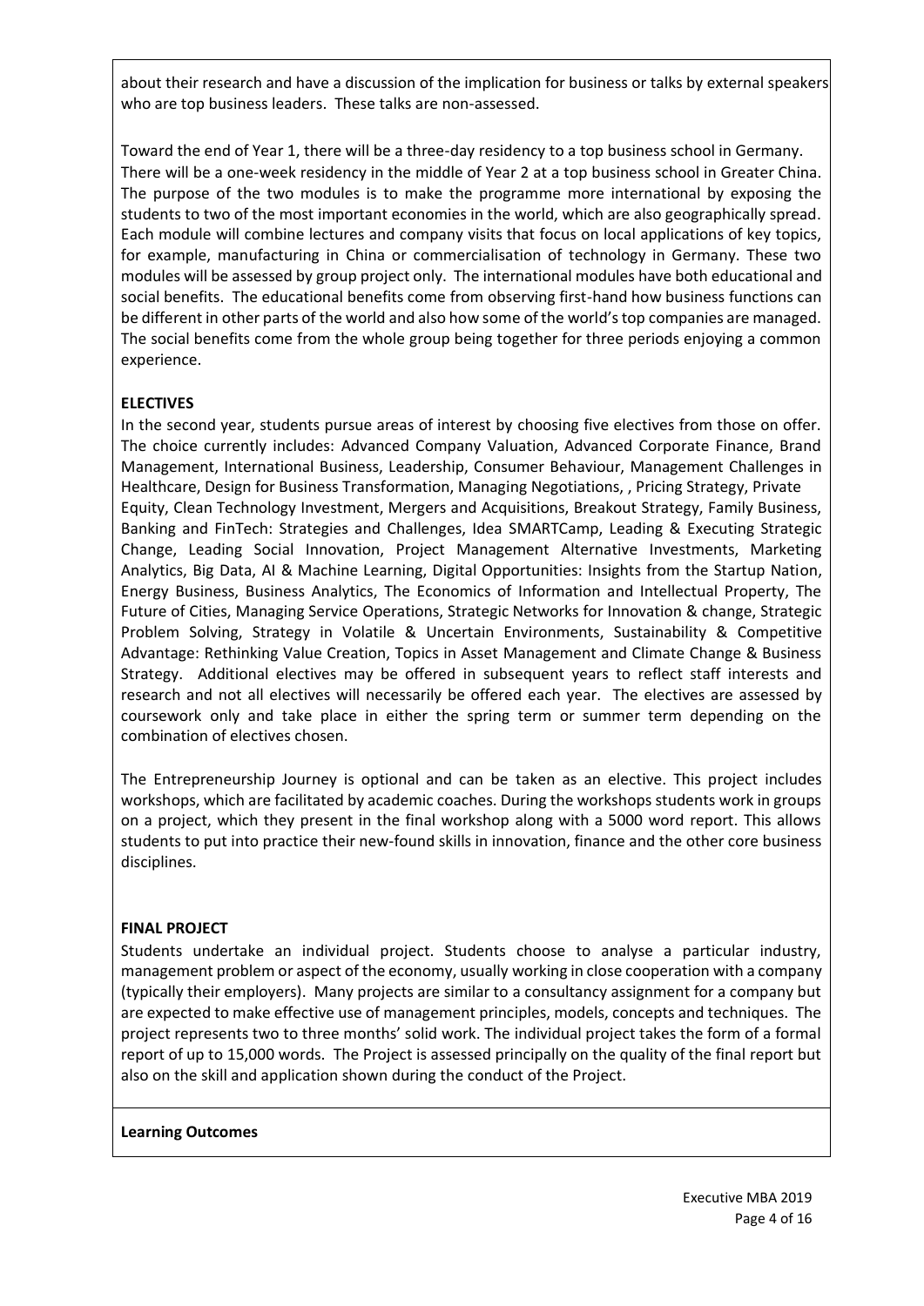about their research and have a discussion of the implication for business or talks by external speakers who are top business leaders. These talks are non-assessed.

Toward the end of Year 1, there will be a three-day residency to a top business school in Germany. There will be a one-week residency in the middle of Year 2 at a top business school in Greater China. The purpose of the two modules is to make the programme more international by exposing the students to two of the most important economies in the world, which are also geographically spread. Each module will combine lectures and company visits that focus on local applications of key topics, for example, manufacturing in China or commercialisation of technology in Germany. These two modules will be assessed by group project only. The international modules have both educational and social benefits. The educational benefits come from observing first-hand how business functions can be different in other parts of the world and also how some of the world's top companies are managed. The social benefits come from the whole group being together for three periods enjoying a common experience.

**ELECTIVES**

In the second year, students pursue areas of interest by choosing five electives from those on offer. The choice currently includes: Advanced Company Valuation, Advanced Corporate Finance, Brand Management, International Business, Leadership, Consumer Behaviour, Management Challenges in Healthcare, Design for Business Transformation, Managing Negotiations, , Pricing Strategy, Private Equity, Clean Technology Investment, Mergers and Acquisitions, Breakout Strategy, Family Business, Banking and FinTech: Strategies and Challenges, Idea SMARTCamp, Leading & Executing Strategic Change, Leading Social Innovation, Project Management Alternative Investments, Marketing Analytics, Big Data, AI & Machine Learning, Digital Opportunities: Insights from the Startup Nation, Energy Business, Business Analytics, The Economics of Information and Intellectual Property, The Future of Cities, Managing Service Operations, Strategic Networks for Innovation & change, Strategic Problem Solving, Strategy in Volatile & Uncertain Environments, Sustainability & Competitive Advantage: Rethinking Value Creation, Topics in Asset Management and Climate Change & Business Strategy. Additional electives may be offered in subsequent years to reflect staff interests and research and not all electives will necessarily be offered each year. The electives are assessed by coursework only and take place in either the spring term or summer term depending on the combination of electives chosen.

The Entrepreneurship Journey is optional and can be taken as an elective. This project includes workshops, which are facilitated by academic coaches. During the workshops students work in groups on a project, which they present in the final workshop along with a 5000 word report. This allows students to put into practice their new-found skills in innovation, finance and the other core business disciplines.

**FINAL PROJECT**

Students undertake an individual project. Students choose to analyse a particular industry, management problem or aspect of the economy, usually working in close cooperation with a company (typically their employers). Many projects are similar to a consultancy assignment for a company but are expected to make effective use of management principles, models, concepts and techniques. The project represents two to three months' solid work. The individual project takes the form of a formal report of up to 15,000 words. The Project is assessed principally on the quality of the final report but also on the skill and application shown during the conduct of the Project.

**Learning Outcomes**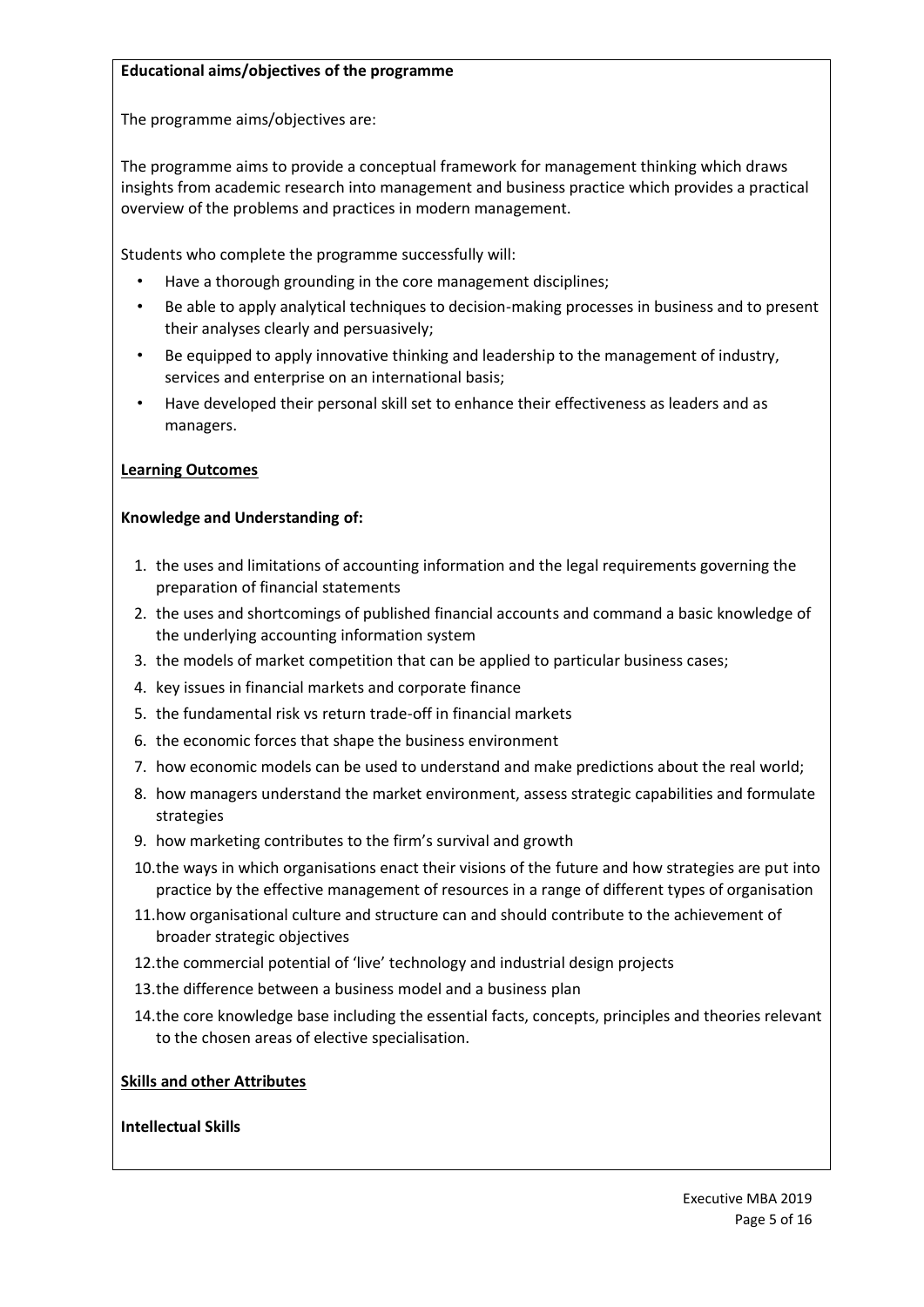**Educational aims/objectives of the programme**

The programme aims/objectives are:

The programme aims to provide a conceptual framework for management thinking which draws insights from academic research into management and business practice which provides a practical overview of the problems and practices in modern management.

Students who complete the programme successfully will:

- Have a thorough grounding in the core management disciplines;
- Be able to apply analytical techniques to decision-making processes in business and to present their analyses clearly and persuasively;
- Be equipped to apply innovative thinking and leadership to the management of industry, services and enterprise on an international basis;
- Have developed their personal skill set to enhance their effectiveness as leaders and as managers.

**Learning Outcomes**

**Knowledge and Understanding of:**

1. the uses and limitations of accounting information and the legal requirements governing the preparation of financial statements
2. the uses and shortcomings of published financial accounts and command a basic knowledge of the underlying accounting information system
3. the models of market competition that can be applied to particular business cases;
4. key issues in financial markets and corporate finance
5. the fundamental risk vs return trade-off in financial markets
6. the economic forces that shape the business environment
7. how economic models can be used to understand and make predictions about the real world;
8. how managers understand the market environment, assess strategic capabilities and formulate strategies
9. how marketing contributes to the firm's survival and growth
10. the ways in which organisations enact their visions of the future and how strategies are put into practice by the effective management of resources in a range of different types of organisation
11. how organisational culture and structure can and should contribute to the achievement of broader strategic objectives
12. the commercial potential of 'live' technology and industrial design projects
13. the difference between a business model and a business plan
14. the core knowledge base including the essential facts, concepts, principles and theories relevant to the chosen areas of elective specialisation.

**Skills and other Attributes**

**Intellectual Skills**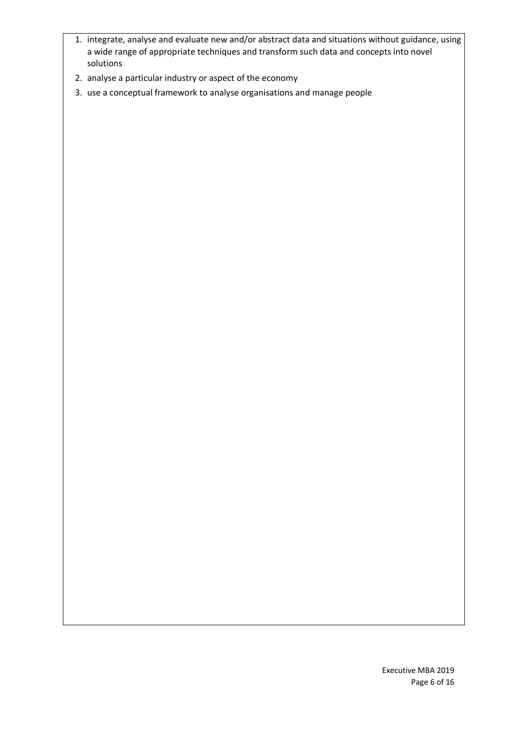1. integrate, analyse and evaluate new and/or abstract data and situations without guidance, using a wide range of appropriate techniques and transform such data and concepts into novel solutions
2. analyse a particular industry or aspect of the economy
3. use a conceptual framework to analyse organisations and manage people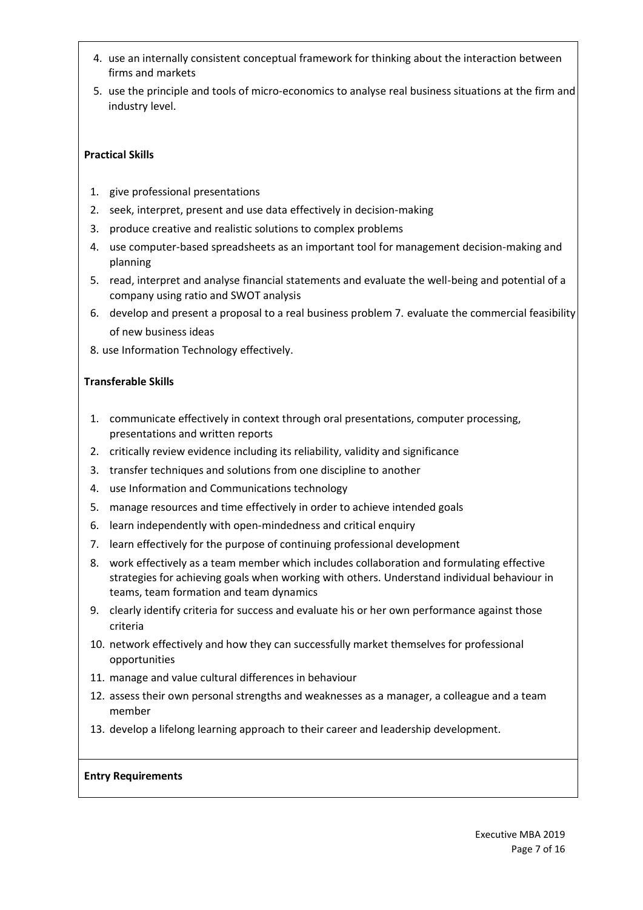4. use an internally consistent conceptual framework for thinking about the interaction between firms and markets
5. use the principle and tools of micro-economics to analyse real business situations at the firm and industry level.

**Practical Skills**

1. give professional presentations
2. seek, interpret, present and use data effectively in decision-making
3. produce creative and realistic solutions to complex problems
4. use computer-based spreadsheets as an important tool for management decision-making and planning
5. read, interpret and analyse financial statements and evaluate the well-being and potential of a company using ratio and SWOT analysis
6. develop and present a proposal to a real business problem 7. evaluate the commercial feasibility of new business ideas
8. use Information Technology effectively.

**Transferable Skills**

1. communicate effectively in context through oral presentations, computer processing, presentations and written reports
2. critically review evidence including its reliability, validity and significance
3. transfer techniques and solutions from one discipline to another
4. use Information and Communications technology
5. manage resources and time effectively in order to achieve intended goals
6. learn independently with open-mindedness and critical enquiry
7. learn effectively for the purpose of continuing professional development
8. work effectively as a team member which includes collaboration and formulating effective strategies for achieving goals when working with others. Understand individual behaviour in teams, team formation and team dynamics
9. clearly identify criteria for success and evaluate his or her own performance against those criteria
10. network effectively and how they can successfully market themselves for professional opportunities
11. manage and value cultural differences in behaviour
12. assess their own personal strengths and weaknesses as a manager, a colleague and a team member
13. develop a lifelong learning approach to their career and leadership development.

**Entry Requirements**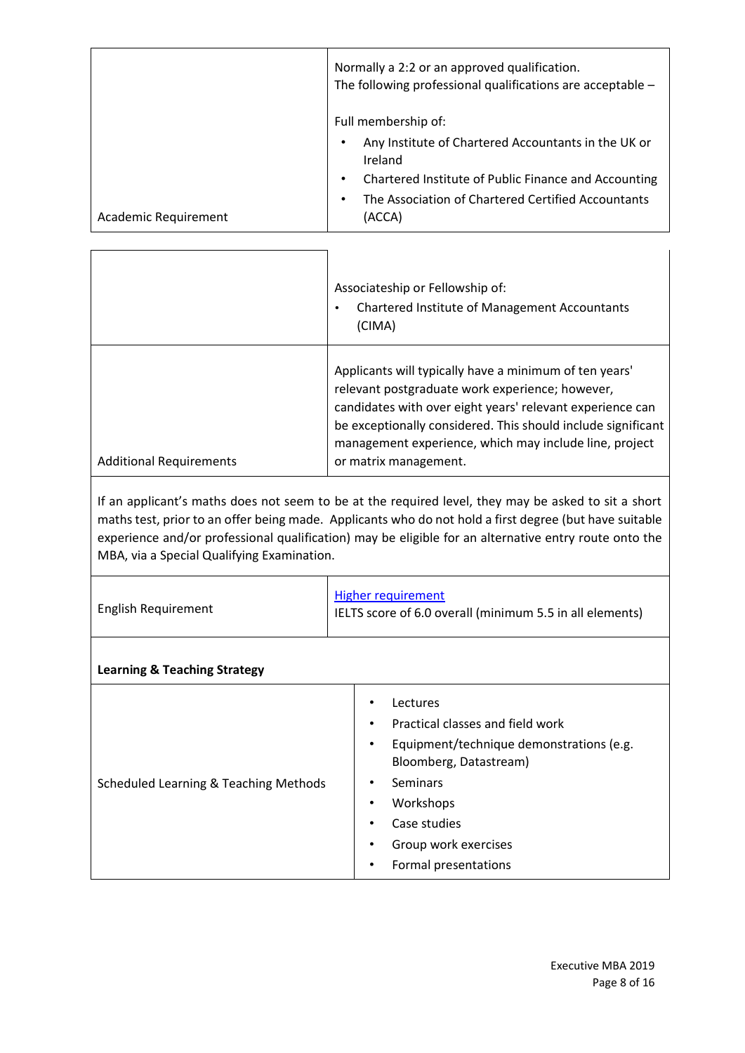| | |
|---|---|
| Academic Requirement | Normally a 2:2 or an approved qualification.<br>The following professional qualifications are acceptable –<br><br>Full membership of:<br>• Any Institute of Chartered Accountants in the UK or Ireland<br>• Chartered Institute of Public Finance and Accounting<br>• The Association of Chartered Certified Accountants (ACCA)<br><br>Associateship or Fellowship of:<br>• Chartered Institute of Management Accountants (CIMA) |
| Additional Requirements | Applicants will typically have a minimum of ten years' relevant postgraduate work experience; however, candidates with over eight years' relevant experience can be exceptionally considered. This should include significant management experience, which may include line, project or matrix management. |

If an applicant's maths does not seem to be at the required level, they may be asked to sit a short maths test, prior to an offer being made. Applicants who do not hold a first degree (but have suitable experience and/or professional qualification) may be eligible for an alternative entry route onto the MBA, via a Special Qualifying Examination.

| | |
|---|---|
| English Requirement | Higher requirement<br>IELTS score of 6.0 overall (minimum 5.5 in all elements) |

**Learning & Teaching Strategy**

| | |
|---|---|
| Scheduled Learning & Teaching Methods | • Lectures<br>• Practical classes and field work<br>• Equipment/technique demonstrations (e.g. Bloomberg, Datastream)<br>• Seminars<br>• Workshops<br>• Case studies<br>• Group work exercises<br>• Formal presentations |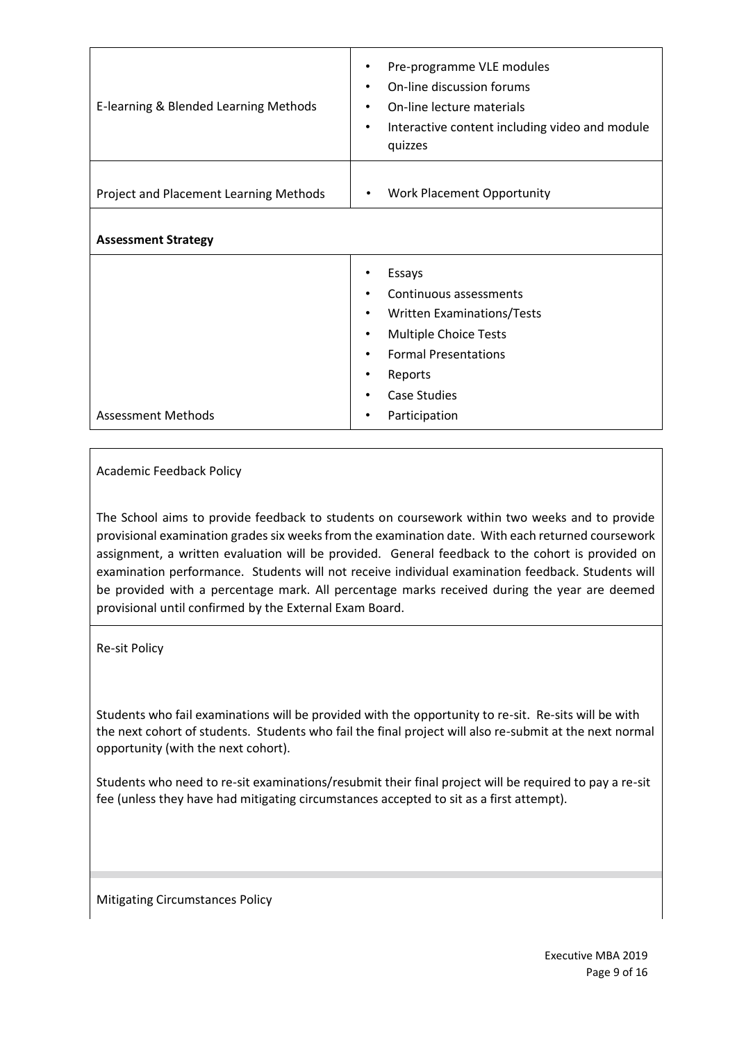| | |
|---|---|
| E-learning & Blended Learning Methods | • Pre-programme VLE modules<br>• On-line discussion forums<br>• On-line lecture materials<br>• Interactive content including video and module quizzes |
| Project and Placement Learning Methods | • Work Placement Opportunity |
| **Assessment Strategy** | |
| Assessment Methods | • Essays<br>• Continuous assessments<br>• Written Examinations/Tests<br>• Multiple Choice Tests<br>• Formal Presentations<br>• Reports<br>• Case Studies<br>• Participation |

Academic Feedback Policy

The School aims to provide feedback to students on coursework within two weeks and to provide provisional examination grades six weeks from the examination date. With each returned coursework assignment, a written evaluation will be provided. General feedback to the cohort is provided on examination performance. Students will not receive individual examination feedback. Students will be provided with a percentage mark. All percentage marks received during the year are deemed provisional until confirmed by the External Exam Board.

Re-sit Policy

Students who fail examinations will be provided with the opportunity to re-sit. Re-sits will be with the next cohort of students. Students who fail the final project will also re-submit at the next normal opportunity (with the next cohort).

Students who need to re-sit examinations/resubmit their final project will be required to pay a re-sit fee (unless they have had mitigating circumstances accepted to sit as a first attempt).

Mitigating Circumstances Policy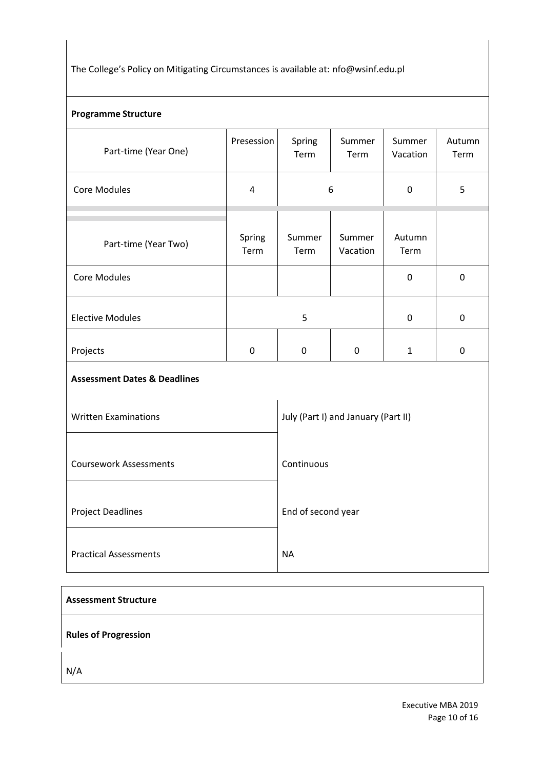The College's Policy on Mitigating Circumstances is available at: nfo@wsinf.edu.pl

**Programme Structure**

| Part-time (Year One) | Presession | Spring Term | Summer Term | Summer Vacation | Autumn Term |
|---|---|---|---|---|---|
| Core Modules | 4 | 6 | | 0 | 5 |

| Part-time (Year Two) | Spring Term | Summer Term | Summer Vacation | Autumn Term | |
|---|---|---|---|---|---|
| Core Modules | | | | 0 | 0 |
| Elective Modules | 5 | | | 0 | 0 |
| Projects | 0 | 0 | 0 | 1 | 0 |

**Assessment Dates & Deadlines**

| | |
|---|---|
| Written Examinations | July (Part I) and January (Part II) |
| Coursework Assessments | Continuous |
| Project Deadlines | End of second year |
| Practical Assessments | NA |

**Assessment Structure**

**Rules of Progression**

N/A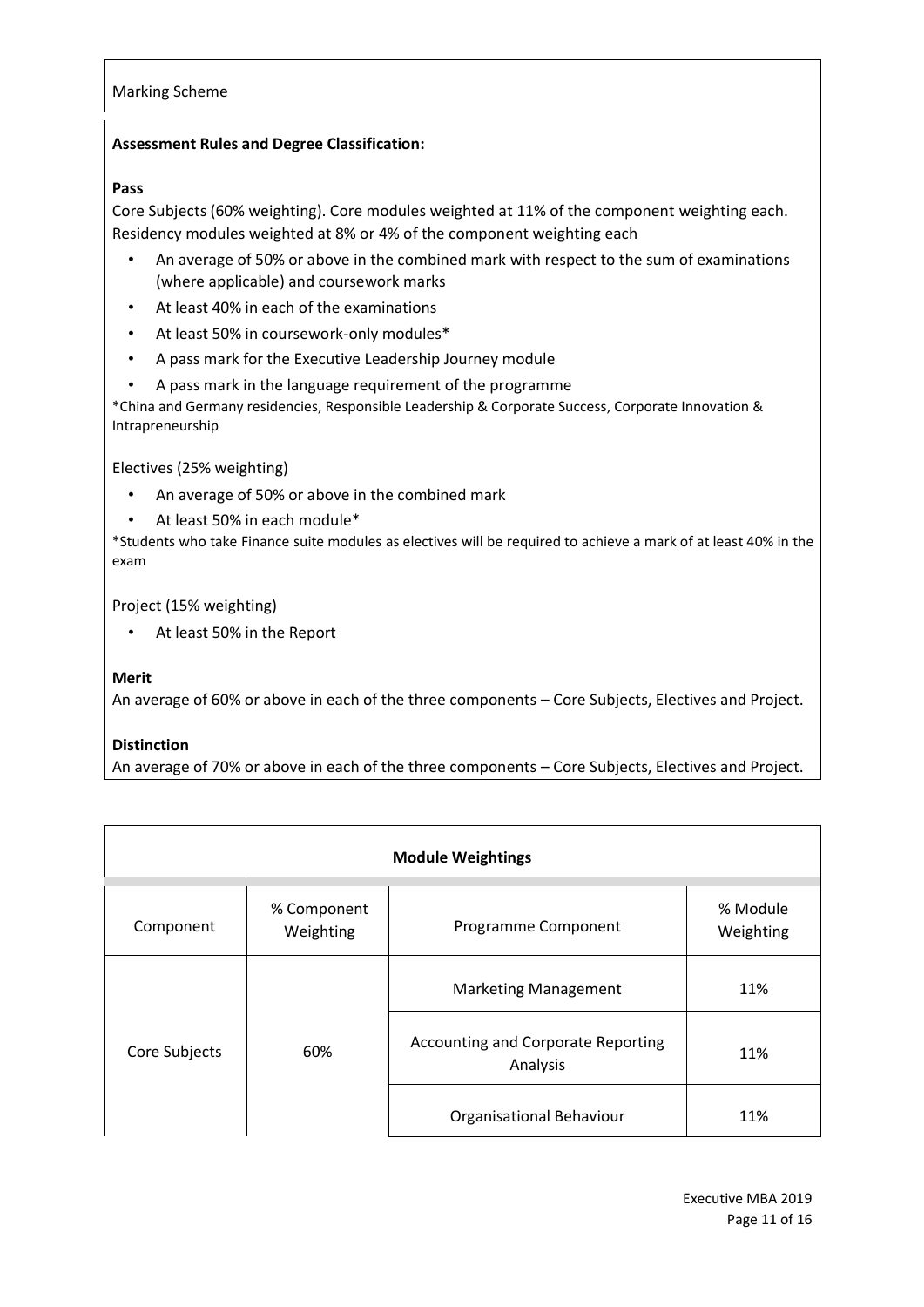Marking Scheme

**Assessment Rules and Degree Classification:**

**Pass**

Core Subjects (60% weighting). Core modules weighted at 11% of the component weighting each. Residency modules weighted at 8% or 4% of the component weighting each

- An average of 50% or above in the combined mark with respect to the sum of examinations (where applicable) and coursework marks
- At least 40% in each of the examinations
- At least 50% in coursework-only modules*
- A pass mark for the Executive Leadership Journey module
- A pass mark in the language requirement of the programme

*China and Germany residencies, Responsible Leadership & Corporate Success, Corporate Innovation & Intrapreneurship

Electives (25% weighting)

- An average of 50% or above in the combined mark
- At least 50% in each module*

*Students who take Finance suite modules as electives will be required to achieve a mark of at least 40% in the exam

Project (15% weighting)

- At least 50% in the Report

**Merit**

An average of 60% or above in each of the three components – Core Subjects, Electives and Project.

**Distinction**

An average of 70% or above in each of the three components – Core Subjects, Electives and Project.

**Module Weightings**

| Component | % Component Weighting | Programme Component | % Module Weighting |
|---|---|---|---|
| Core Subjects | 60% | Marketing Management | 11% |
| | | Accounting and Corporate Reporting Analysis | 11% |
| | | Organisational Behaviour | 11% |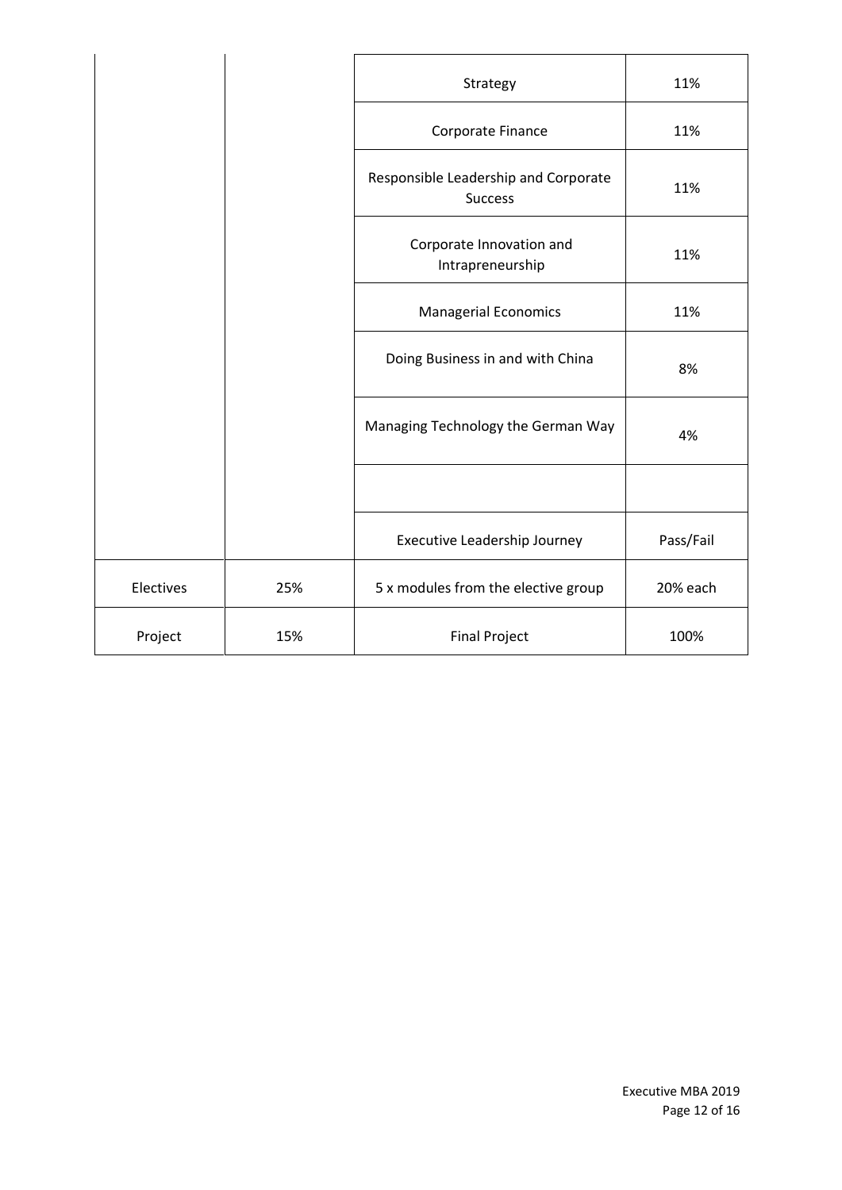| | | | |
|---|---|---|---|
| | | Strategy | 11% |
| | | Corporate Finance | 11% |
| | | Responsible Leadership and Corporate Success | 11% |
| | | Corporate Innovation and Intrapreneurship | 11% |
| | | Managerial Economics | 11% |
| | | Doing Business in and with China | 8% |
| | | Managing Technology the German Way | 4% |
| | | | |
| | | Executive Leadership Journey | Pass/Fail |
| Electives | 25% | 5 x modules from the elective group | 20% each |
| Project | 15% | Final Project | 100% |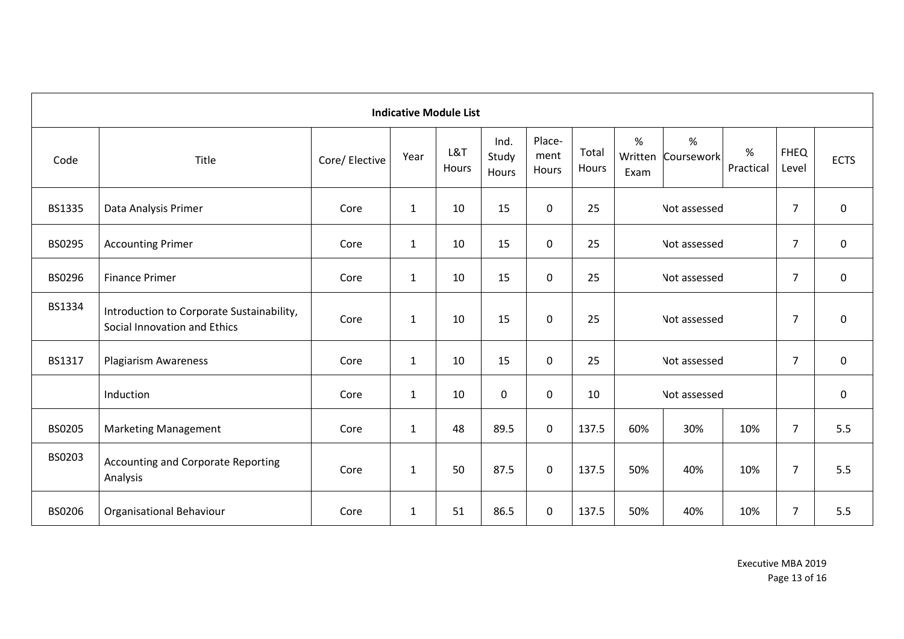| Indicative Module List | | | | | | | | | | | | |
|---|---|---|---|---|---|---|---|---|---|---|---|---|
| Code | Title | Core/ Elective | Year | L&T Hours | Ind. Study Hours | Place-ment Hours | Total Hours | % Written Exam | % Coursework | % Practical | FHEQ Level | ECTS |
| BS1335 | Data Analysis Primer | Core | 1 | 10 | 15 | 0 | 25 | Not assessed | | | 7 | 0 |
| BS0295 | Accounting Primer | Core | 1 | 10 | 15 | 0 | 25 | Not assessed | | | 7 | 0 |
| BS0296 | Finance Primer | Core | 1 | 10 | 15 | 0 | 25 | Not assessed | | | 7 | 0 |
| BS1334 | Introduction to Corporate Sustainability, Social Innovation and Ethics | Core | 1 | 10 | 15 | 0 | 25 | Not assessed | | | 7 | 0 |
| BS1317 | Plagiarism Awareness | Core | 1 | 10 | 15 | 0 | 25 | Not assessed | | | 7 | 0 |
| | Induction | Core | 1 | 10 | 0 | 0 | 10 | Not assessed | | | | 0 |
| BS0205 | Marketing Management | Core | 1 | 48 | 89.5 | 0 | 137.5 | 60% | 30% | 10% | 7 | 5.5 |
| BS0203 | Accounting and Corporate Reporting Analysis | Core | 1 | 50 | 87.5 | 0 | 137.5 | 50% | 40% | 10% | 7 | 5.5 |
| BS0206 | Organisational Behaviour | Core | 1 | 51 | 86.5 | 0 | 137.5 | 50% | 40% | 10% | 7 | 5.5 |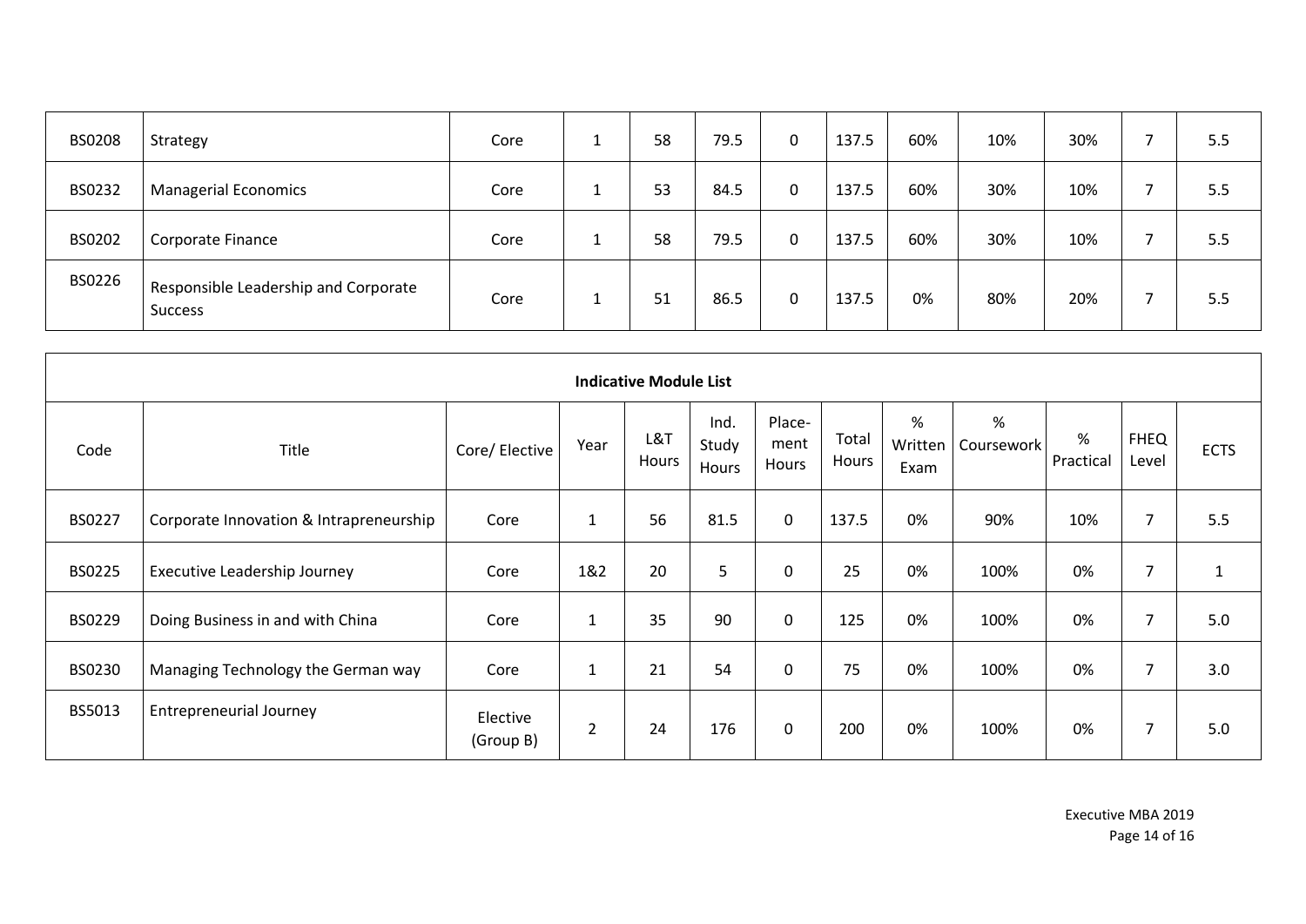| BS0208 | Strategy | Core | 1 | 58 | 79.5 | 0 | 137.5 | 60% | 10% | 30% | 7 | 5.5 |
|---|---|---|---|---|---|---|---|---|---|---|---|---|
| BS0232 | Managerial Economics | Core | 1 | 53 | 84.5 | 0 | 137.5 | 60% | 30% | 10% | 7 | 5.5 |
| BS0202 | Corporate Finance | Core | 1 | 58 | 79.5 | 0 | 137.5 | 60% | 30% | 10% | 7 | 5.5 |
| BS0226 | Responsible Leadership and Corporate Success | Core | 1 | 51 | 86.5 | 0 | 137.5 | 0% | 80% | 20% | 7 | 5.5 |

**Indicative Module List**

| Code | Title | Core/ Elective | Year | L&T Hours | Ind. Study Hours | Place-ment Hours | Total Hours | % Written Exam | % Coursework | % Practical | FHEQ Level | ECTS |
|---|---|---|---|---|---|---|---|---|---|---|---|---|
| BS0227 | Corporate Innovation & Intrapreneurship | Core | 1 | 56 | 81.5 | 0 | 137.5 | 0% | 90% | 10% | 7 | 5.5 |
| BS0225 | Executive Leadership Journey | Core | 1&2 | 20 | 5 | 0 | 25 | 0% | 100% | 0% | 7 | 1 |
| BS0229 | Doing Business in and with China | Core | 1 | 35 | 90 | 0 | 125 | 0% | 100% | 0% | 7 | 5.0 |
| BS0230 | Managing Technology the German way | Core | 1 | 21 | 54 | 0 | 75 | 0% | 100% | 0% | 7 | 3.0 |
| BS5013 | Entrepreneurial Journey | Elective (Group B) | 2 | 24 | 176 | 0 | 200 | 0% | 100% | 0% | 7 | 5.0 |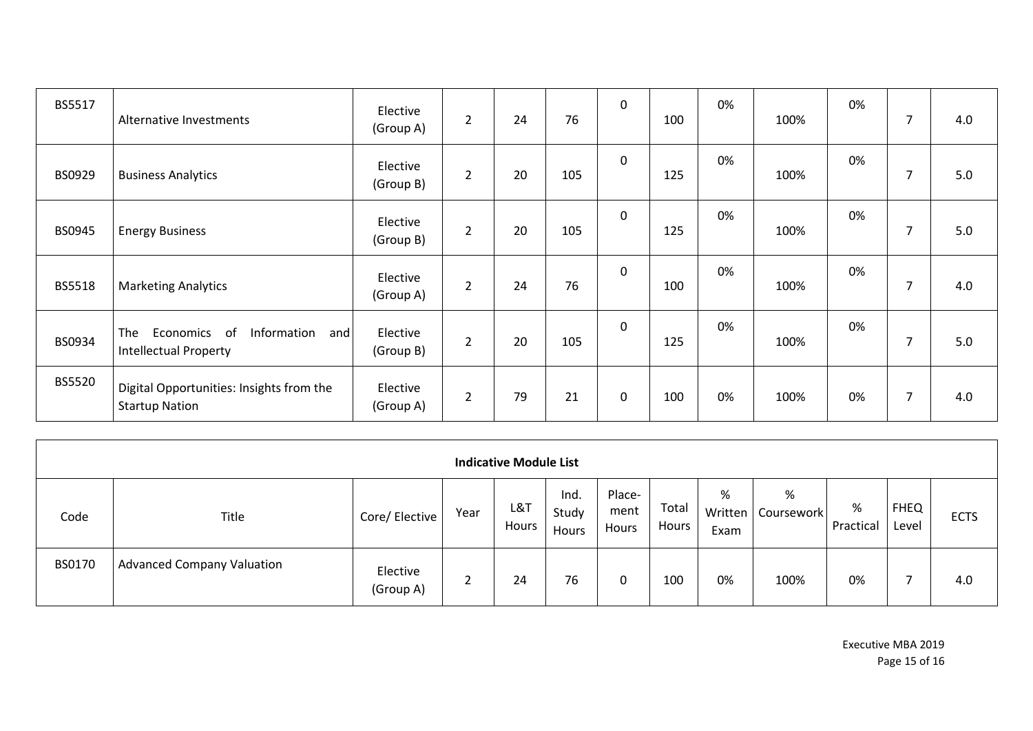| BS5517 | Alternative Investments | Elective (Group A) | 2 | 24 | 76 | 0 | 100 | 0% | 100% | 0% | 7 | 4.0 |
|---|---|---|---|---|---|---|---|---|---|---|---|---|
| BS0929 | Business Analytics | Elective (Group B) | 2 | 20 | 105 | 0 | 125 | 0% | 100% | 0% | 7 | 5.0 |
| BS0945 | Energy Business | Elective (Group B) | 2 | 20 | 105 | 0 | 125 | 0% | 100% | 0% | 7 | 5.0 |
| BS5518 | Marketing Analytics | Elective (Group A) | 2 | 24 | 76 | 0 | 100 | 0% | 100% | 0% | 7 | 4.0 |
| BS0934 | The Economics of Information and Intellectual Property | Elective (Group B) | 2 | 20 | 105 | 0 | 125 | 0% | 100% | 0% | 7 | 5.0 |
| BS5520 | Digital Opportunities: Insights from the Startup Nation | Elective (Group A) | 2 | 79 | 21 | 0 | 100 | 0% | 100% | 0% | 7 | 4.0 |

**Indicative Module List**

| Code | Title | Core/ Elective | Year | L&T Hours | Ind. Study Hours | Place-ment Hours | Total Hours | % Written Exam | % Coursework | % Practical | FHEQ Level | ECTS |
|---|---|---|---|---|---|---|---|---|---|---|---|---|
| BS0170 | Advanced Company Valuation | Elective (Group A) | 2 | 24 | 76 | 0 | 100 | 0% | 100% | 0% | 7 | 4.0 |

Executive MBA 2019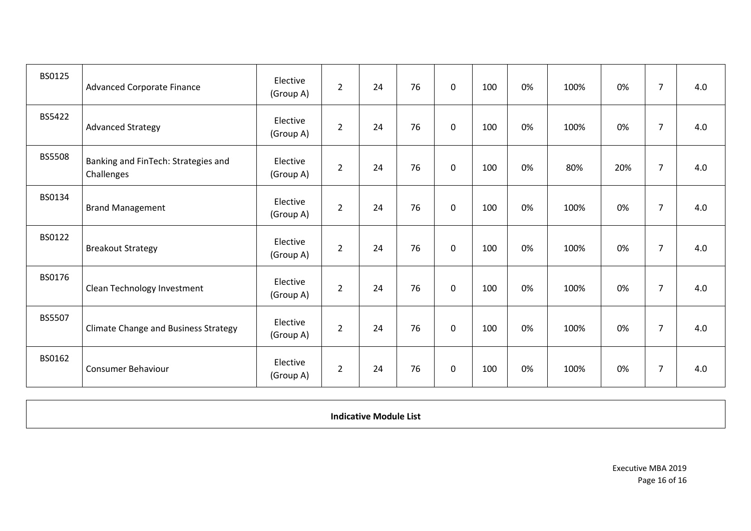| | | | | | | | | | | | | |
|---|---|---|---|---|---|---|---|---|---|---|---|---|
| BS0125 | Advanced Corporate Finance | Elective (Group A) | 2 | 24 | 76 | 0 | 100 | 0% | 100% | 0% | 7 | 4.0 |
| BS5422 | Advanced Strategy | Elective (Group A) | 2 | 24 | 76 | 0 | 100 | 0% | 100% | 0% | 7 | 4.0 |
| BS5508 | Banking and FinTech: Strategies and Challenges | Elective (Group A) | 2 | 24 | 76 | 0 | 100 | 0% | 80% | 20% | 7 | 4.0 |
| BS0134 | Brand Management | Elective (Group A) | 2 | 24 | 76 | 0 | 100 | 0% | 100% | 0% | 7 | 4.0 |
| BS0122 | Breakout Strategy | Elective (Group A) | 2 | 24 | 76 | 0 | 100 | 0% | 100% | 0% | 7 | 4.0 |
| BS0176 | Clean Technology Investment | Elective (Group A) | 2 | 24 | 76 | 0 | 100 | 0% | 100% | 0% | 7 | 4.0 |
| BS5507 | Climate Change and Business Strategy | Elective (Group A) | 2 | 24 | 76 | 0 | 100 | 0% | 100% | 0% | 7 | 4.0 |
| BS0162 | Consumer Behaviour | Elective (Group A) | 2 | 24 | 76 | 0 | 100 | 0% | 100% | 0% | 7 | 4.0 |

**Indicative Module List**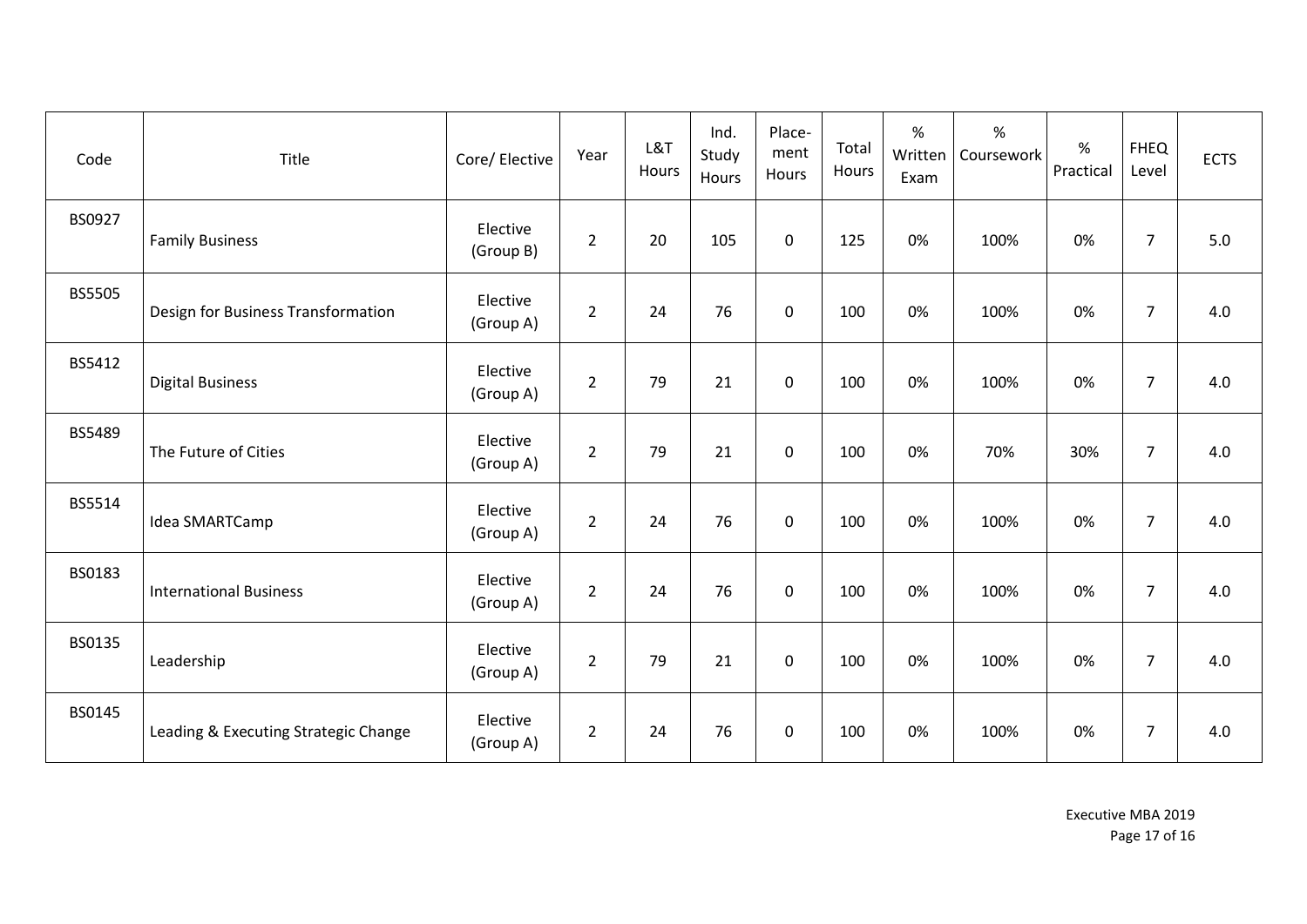| Code | Title | Core/ Elective | Year | L&T Hours | Ind. Study Hours | Place-ment Hours | Total Hours | % Written Exam | % Coursework | % Practical | FHEQ Level | ECTS |
|---|---|---|---|---|---|---|---|---|---|---|---|---|
| BS0927 | Family Business | Elective (Group B) | 2 | 20 | 105 | 0 | 125 | 0% | 100% | 0% | 7 | 5.0 |
| BS5505 | Design for Business Transformation | Elective (Group A) | 2 | 24 | 76 | 0 | 100 | 0% | 100% | 0% | 7 | 4.0 |
| BS5412 | Digital Business | Elective (Group A) | 2 | 79 | 21 | 0 | 100 | 0% | 100% | 0% | 7 | 4.0 |
| BS5489 | The Future of Cities | Elective (Group A) | 2 | 79 | 21 | 0 | 100 | 0% | 70% | 30% | 7 | 4.0 |
| BS5514 | Idea SMARTCamp | Elective (Group A) | 2 | 24 | 76 | 0 | 100 | 0% | 100% | 0% | 7 | 4.0 |
| BS0183 | International Business | Elective (Group A) | 2 | 24 | 76 | 0 | 100 | 0% | 100% | 0% | 7 | 4.0 |
| BS0135 | Leadership | Elective (Group A) | 2 | 79 | 21 | 0 | 100 | 0% | 100% | 0% | 7 | 4.0 |
| BS0145 | Leading & Executing Strategic Change | Elective (Group A) | 2 | 24 | 76 | 0 | 100 | 0% | 100% | 0% | 7 | 4.0 |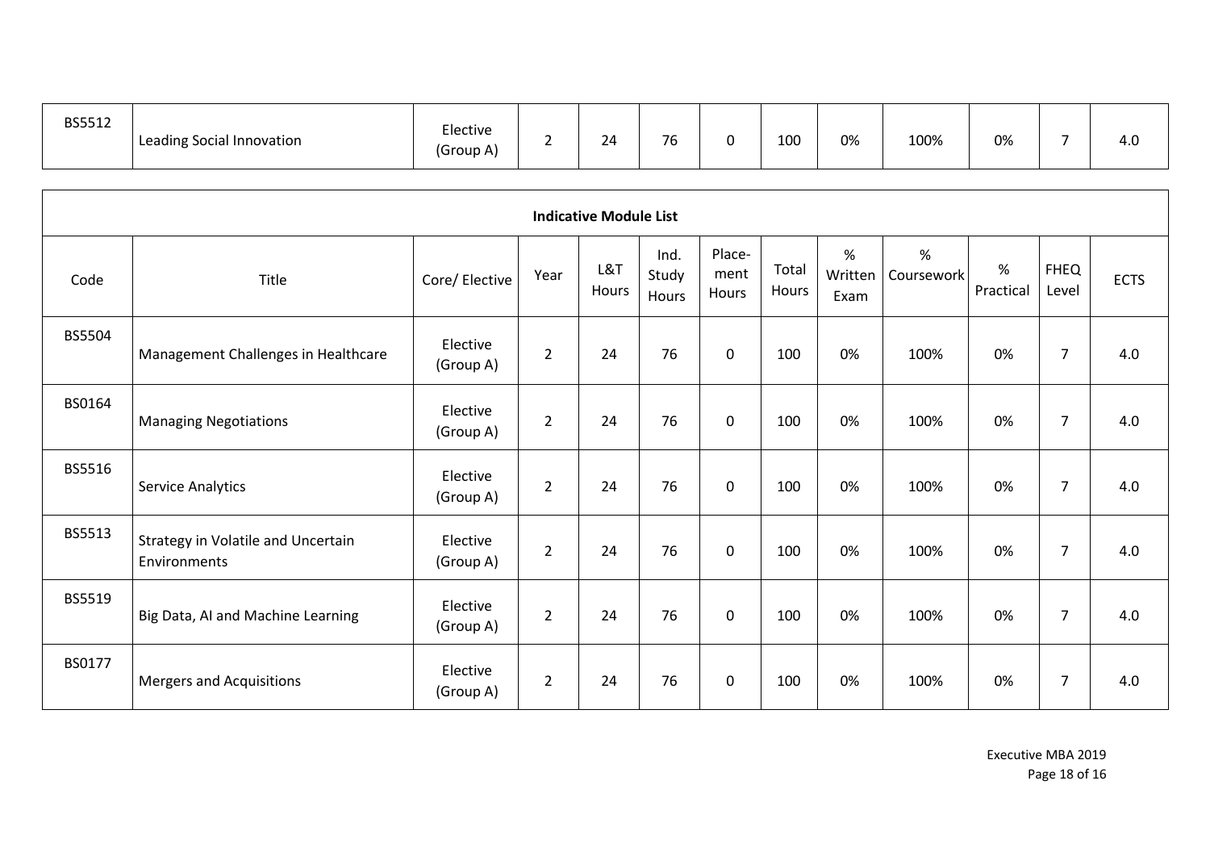| BS5512 | Leading Social Innovation | Elective (Group A) | 2 | 24 | 76 | 0 | 100 | 0% | 100% | 0% | 7 | 4.0 |
|---|---|---|---|---|---|---|---|---|---|---|---|---|

| Indicative Module List | | | | | | | | | | | | |
|---|---|---|---|---|---|---|---|---|---|---|---|---|
| Code | Title | Core/ Elective | Year | L&T Hours | Ind. Study Hours | Place-ment Hours | Total Hours | % Written Exam | % Coursework | % Practical | FHEQ Level | ECTS |
| BS5504 | Management Challenges in Healthcare | Elective (Group A) | 2 | 24 | 76 | 0 | 100 | 0% | 100% | 0% | 7 | 4.0 |
| BS0164 | Managing Negotiations | Elective (Group A) | 2 | 24 | 76 | 0 | 100 | 0% | 100% | 0% | 7 | 4.0 |
| BS5516 | Service Analytics | Elective (Group A) | 2 | 24 | 76 | 0 | 100 | 0% | 100% | 0% | 7 | 4.0 |
| BS5513 | Strategy in Volatile and Uncertain Environments | Elective (Group A) | 2 | 24 | 76 | 0 | 100 | 0% | 100% | 0% | 7 | 4.0 |
| BS5519 | Big Data, AI and Machine Learning | Elective (Group A) | 2 | 24 | 76 | 0 | 100 | 0% | 100% | 0% | 7 | 4.0 |
| BS0177 | Mergers and Acquisitions | Elective (Group A) | 2 | 24 | 76 | 0 | 100 | 0% | 100% | 0% | 7 | 4.0 |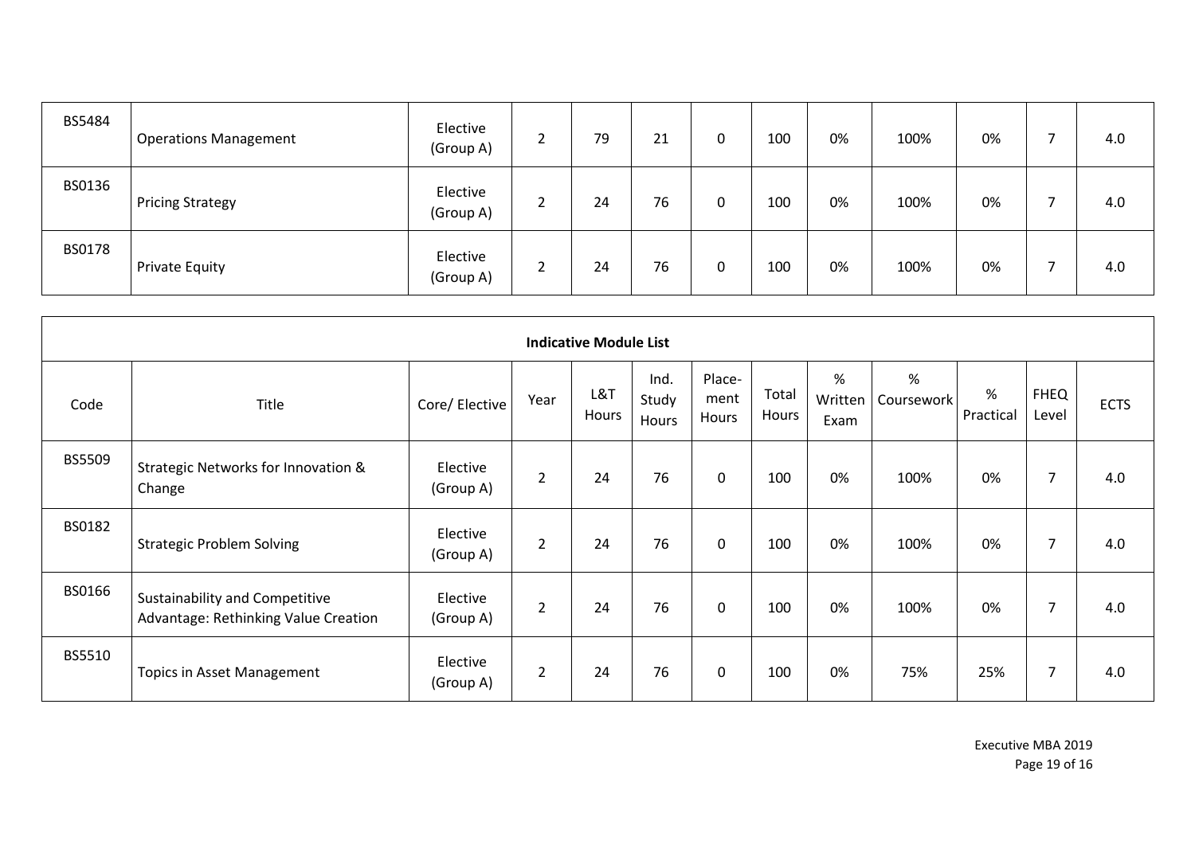| BS5484 | Operations Management | Elective (Group A) | 2 | 79 | 21 | 0 | 100 | 0% | 100% | 0% | 7 | 4.0 |
|---|---|---|---|---|---|---|---|---|---|---|---|---|
| BS0136 | Pricing Strategy | Elective (Group A) | 2 | 24 | 76 | 0 | 100 | 0% | 100% | 0% | 7 | 4.0 |
| BS0178 | Private Equity | Elective (Group A) | 2 | 24 | 76 | 0 | 100 | 0% | 100% | 0% | 7 | 4.0 |

**Indicative Module List**

| Code | Title | Core/ Elective | Year | L&T Hours | Ind. Study Hours | Place-ment Hours | Total Hours | % Written Exam | % Coursework | % Practical | FHEQ Level | ECTS |
|---|---|---|---|---|---|---|---|---|---|---|---|---|
| BS5509 | Strategic Networks for Innovation & Change | Elective (Group A) | 2 | 24 | 76 | 0 | 100 | 0% | 100% | 0% | 7 | 4.0 |
| BS0182 | Strategic Problem Solving | Elective (Group A) | 2 | 24 | 76 | 0 | 100 | 0% | 100% | 0% | 7 | 4.0 |
| BS0166 | Sustainability and Competitive Advantage: Rethinking Value Creation | Elective (Group A) | 2 | 24 | 76 | 0 | 100 | 0% | 100% | 0% | 7 | 4.0 |
| BS5510 | Topics in Asset Management | Elective (Group A) | 2 | 24 | 76 | 0 | 100 | 0% | 75% | 25% | 7 | 4.0 |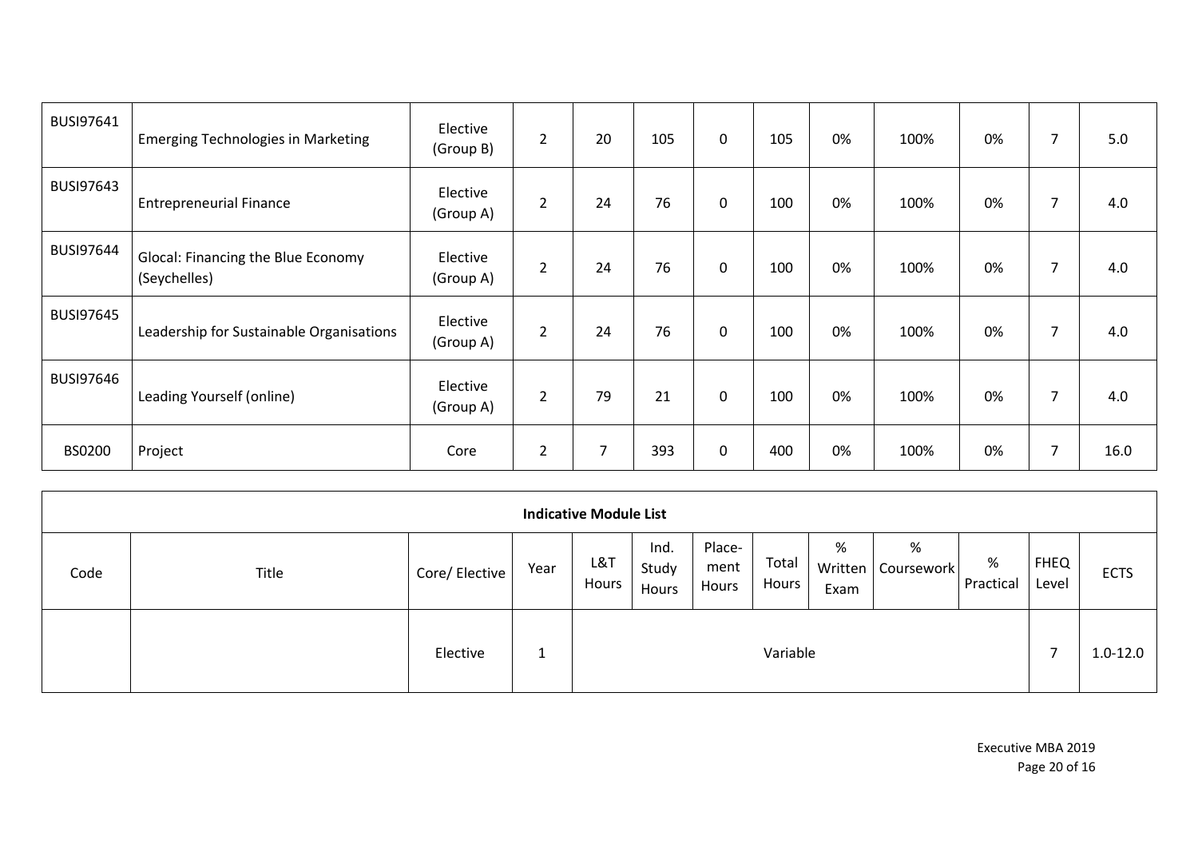| BUSI97641 | Emerging Technologies in Marketing | Elective (Group B) | 2 | 20 | 105 | 0 | 105 | 0% | 100% | 0% | 7 | 5.0 |
|---|---|---|---|---|---|---|---|---|---|---|---|---|
| BUSI97643 | Entrepreneurial Finance | Elective (Group A) | 2 | 24 | 76 | 0 | 100 | 0% | 100% | 0% | 7 | 4.0 |
| BUSI97644 | Glocal: Financing the Blue Economy (Seychelles) | Elective (Group A) | 2 | 24 | 76 | 0 | 100 | 0% | 100% | 0% | 7 | 4.0 |
| BUSI97645 | Leadership for Sustainable Organisations | Elective (Group A) | 2 | 24 | 76 | 0 | 100 | 0% | 100% | 0% | 7 | 4.0 |
| BUSI97646 | Leading Yourself (online) | Elective (Group A) | 2 | 79 | 21 | 0 | 100 | 0% | 100% | 0% | 7 | 4.0 |
| BS0200 | Project | Core | 2 | 7 | 393 | 0 | 400 | 0% | 100% | 0% | 7 | 16.0 |

**Indicative Module List**

| Code | Title | Core/ Elective | Year | L&T Hours | Ind. Study Hours | Place-ment Hours | Total Hours | % Written Exam | % Coursework | % Practical | FHEQ Level | ECTS |
|---|---|---|---|---|---|---|---|---|---|---|---|---|
| | | Elective | 1 | Variable | | | | | | | 7 | 1.0-12.0 |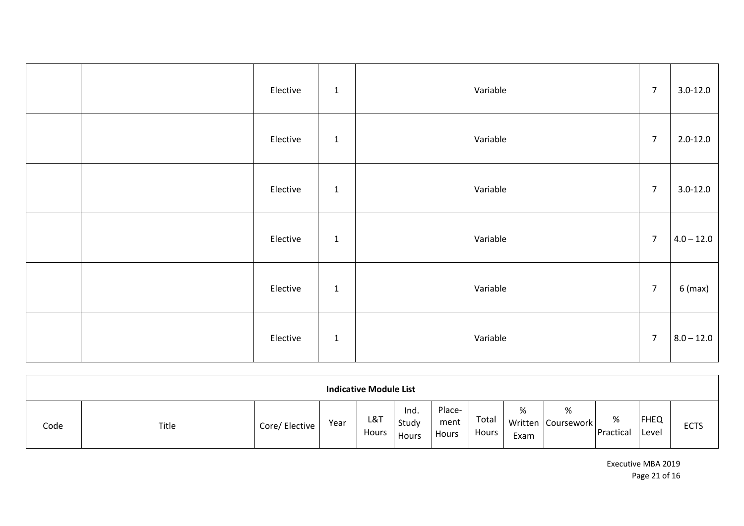|  |  | Elective | 1 | Variable |  |  |  |  |  |  | 7 | 3.0-12.0 |
|---|---|---|---|---|---|---|---|---|---|---|---|---|
|  |  | Elective | 1 | Variable |  |  |  |  |  |  | 7 | 2.0-12.0 |
|  |  | Elective | 1 | Variable |  |  |  |  |  |  | 7 | 3.0-12.0 |
|  |  | Elective | 1 | Variable |  |  |  |  |  |  | 7 | 4.0 – 12.0 |
|  |  | Elective | 1 | Variable |  |  |  |  |  |  | 7 | 6 (max) |
|  |  | Elective | 1 | Variable |  |  |  |  |  |  | 7 | 8.0 – 12.0 |

| **Indicative Module List** | | | | | | | | | | | | |
|---|---|---|---|---|---|---|---|---|---|---|---|---|
| Code | Title | Core/ Elective | Year | L&T Hours | Ind. Study Hours | Place-ment Hours | Total Hours | % Written Exam | % Coursework | % Practical | FHEQ Level | ECTS |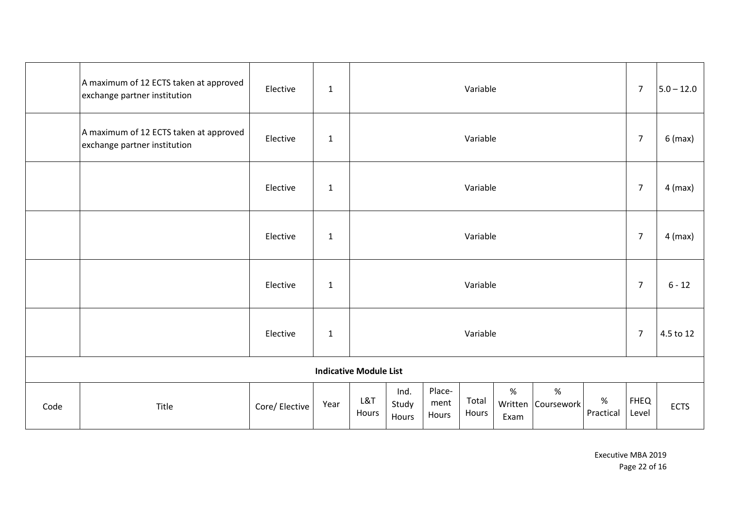| Code | Title | Core/ Elective | Year | L&T Hours | Ind. Study Hours | Place-ment Hours | Total Hours | % Written Exam | % Coursework | % Practical | FHEQ Level | ECTS |
|---|---|---|---|---|---|---|---|---|---|---|---|---|
| | A maximum of 12 ECTS taken at approved exchange partner institution | Elective | 1 | Variable | | | | | | | 7 | 5.0 – 12.0 |
| | A maximum of 12 ECTS taken at approved exchange partner institution | Elective | 1 | Variable | | | | | | | 7 | 6 (max) |
| | | Elective | 1 | Variable | | | | | | | 7 | 4 (max) |
| | | Elective | 1 | Variable | | | | | | | 7 | 4 (max) |
| | | Elective | 1 | Variable | | | | | | | 7 | 6 - 12 |
| | | Elective | 1 | Variable | | | | | | | 7 | 4.5 to 12 |

**Indicative Module List**

| Code | Title | Core/ Elective | Year | L&T Hours | Ind. Study Hours | Place-ment Hours | Total Hours | % Written Exam | % Coursework | % Practical | FHEQ Level | ECTS |
|---|---|---|---|---|---|---|---|---|---|---|---|---|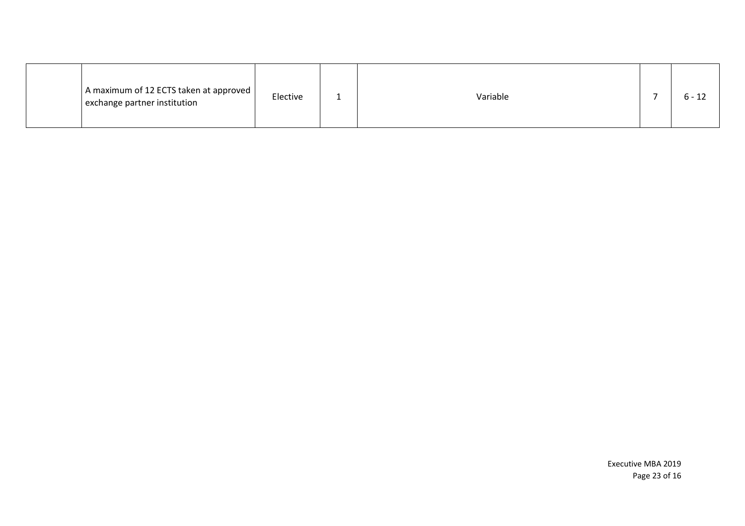| | | | | | | |
|---|---|---|---|---|---|---|
| | A maximum of 12 ECTS taken at approved exchange partner institution | Elective | 1 | Variable | 7 | 6 - 12 |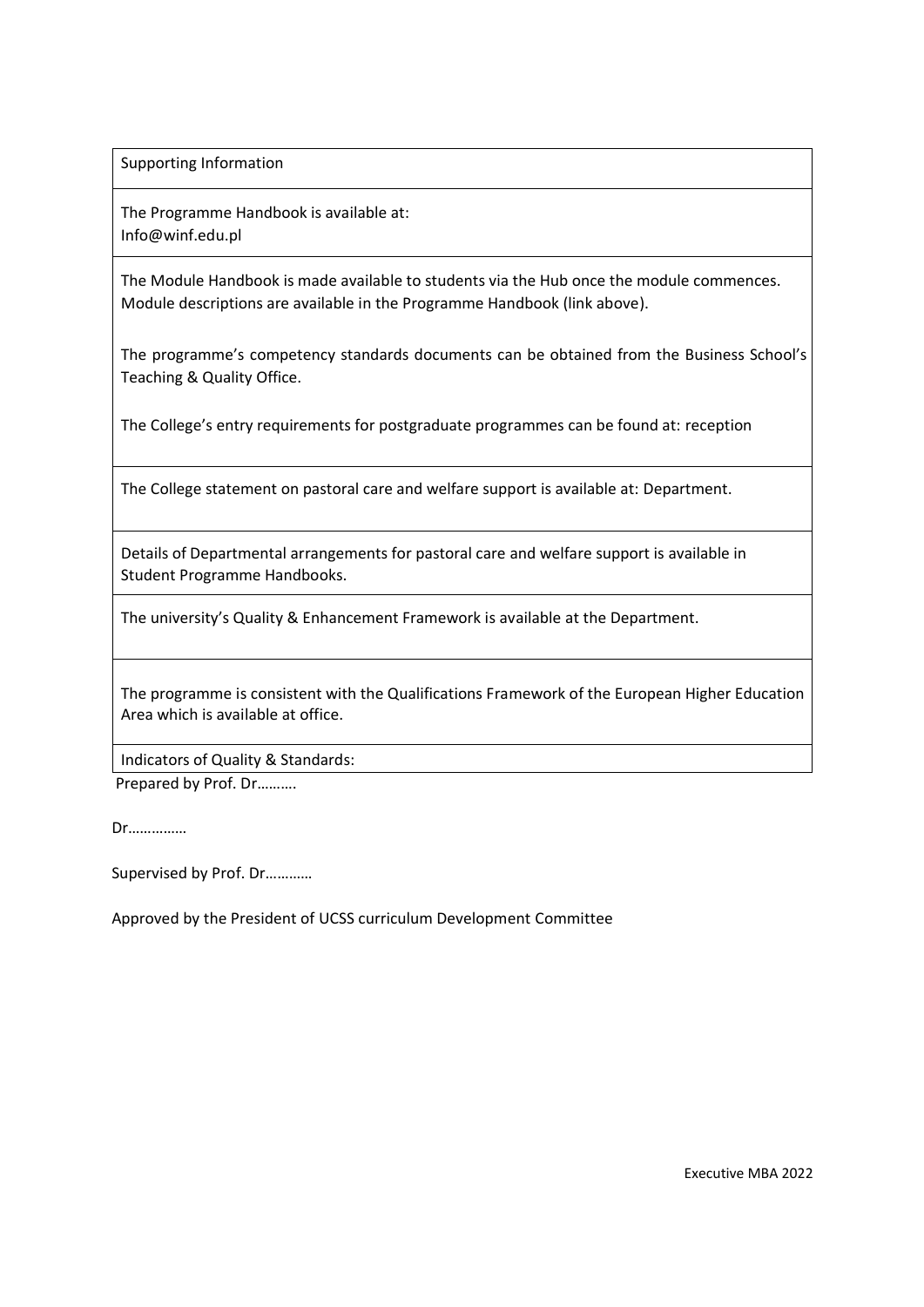| Supporting Information |
| --- |
| The Programme Handbook is available at:<br>Info@winf.edu.pl |
| The Module Handbook is made available to students via the Hub once the module commences. Module descriptions are available in the Programme Handbook (link above).<br><br>The programme's competency standards documents can be obtained from the Business School's Teaching & Quality Office.<br><br>The College's entry requirements for postgraduate programmes can be found at: reception |
| The College statement on pastoral care and welfare support is available at: Department. |
| Details of Departmental arrangements for pastoral care and welfare support is available in Student Programme Handbooks. |
| The university's Quality & Enhancement Framework is available at the Department. |
| The programme is consistent with the Qualifications Framework of the European Higher Education Area which is available at office. |
| Indicators of Quality & Standards: |

Prepared by Prof. Dr……….

Dr……………

Supervised by Prof. Dr…………

Approved by the President of UCSS curriculum Development Committee